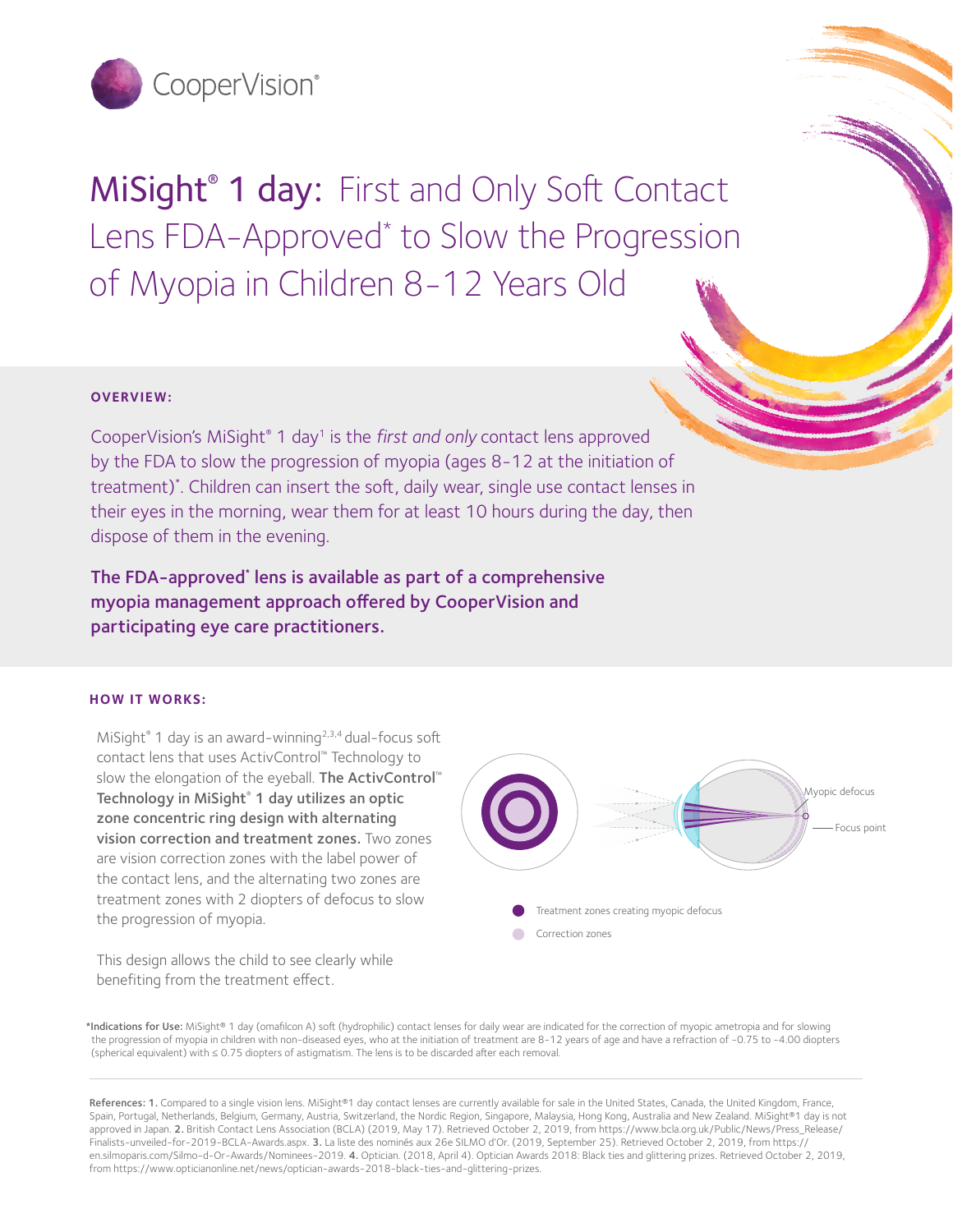CooperVision®

# MiSight® 1 day: First and Only Soft Contact Lens FDA-Approved* to Slow the Progression of Myopia in Children 8-12 Years Old

## OVERVIEW:

CooperVision's MiSight® 1 day[1] is the *first and only* contact lens approved by the FDA to slow the progression of myopia (ages 8-12 at the initiation of treatment)*. Children can insert the soft, daily wear, single use contact lenses in their eyes in the morning, wear them for at least 10 hours during the day, then dispose of them in the evening.

**The FDA-approved* lens is available as part of a comprehensive myopia management approach offered by CooperVision and participating eye care practitioners.**

## HOW IT WORKS:

MiSight® 1 day is an award-winning[2,3,4] dual-focus soft contact lens that uses ActivControl™ Technology to slow the elongation of the eyeball. **The ActivControl™ Technology in MiSight® 1 day utilizes an optic zone concentric ring design with alternating vision correction and treatment zones.** Two zones are vision correction zones with the label power of the contact lens, and the alternating two zones are treatment zones with 2 diopters of defocus to slow the progression of myopia.

This design allows the child to see clearly while benefiting from the treatment effect.

Myopic defocus

Focus point

Treatment zones creating myopic defocus

Correction zones

***Indications for Use:** MiSight® 1 day (omafilcon A) soft (hydrophilic) contact lenses for daily wear are indicated for the correction of myopic ametropia and for slowing the progression of myopia in children with non-diseased eyes, who at the initiation of treatment are 8-12 years of age and have a refraction of -0.75 to -4.00 diopters (spherical equivalent) with ≤ 0.75 diopters of astigmatism. The lens is to be discarded after each removal.

**References: 1.** Compared to a single vision lens. MiSight®1 day contact lenses are currently available for sale in the United States, Canada, the United Kingdom, France, Spain, Portugal, Netherlands, Belgium, Germany, Austria, Switzerland, the Nordic Region, Singapore, Malaysia, Hong Kong, Australia and New Zealand. MiSight®1 day is not approved in Japan. **2.** British Contact Lens Association (BCLA) (2019, May 17). Retrieved October 2, 2019, from https://www.bcla.org.uk/Public/News/Press_Release/Finalists-unveiled-for-2019-BCLA-Awards.aspx. **3.** La liste des nominés aux 26e SILMO d'Or. (2019, September 25). Retrieved October 2, 2019, from https://en.silmoparis.com/Silmo-d-Or-Awards/Nominees-2019. **4.** Optician. (2018, April 4). Optician Awards 2018: Black ties and glittering prizes. Retrieved October 2, 2019, from https://www.opticianonline.net/news/optician-awards-2018-black-ties-and-glittering-prizes.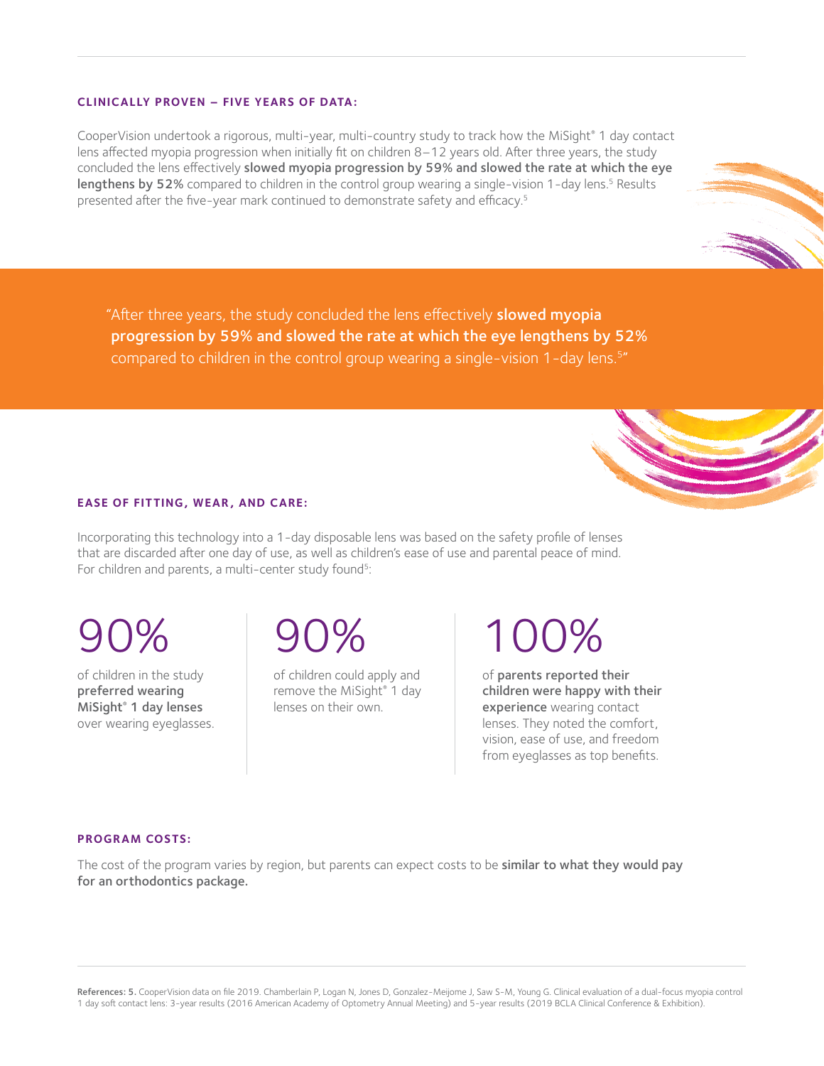## CLINICALLY PROVEN – FIVE YEARS OF DATA:

CooperVision undertook a rigorous, multi-year, multi-country study to track how the MiSight® 1 day contact lens affected myopia progression when initially fit on children 8–12 years old. After three years, the study concluded the lens effectively **slowed myopia progression by 59% and slowed the rate at which the eye lengthens by 52%** compared to children in the control group wearing a single-vision 1-day lens.[5] Results presented after the five-year mark continued to demonstrate safety and efficacy.[5]

> "After three years, the study concluded the lens effectively **slowed myopia progression by 59% and slowed the rate at which the eye lengthens by 52%** compared to children in the control group wearing a single-vision 1-day lens.[5]"

## EASE OF FITTING, WEAR, AND CARE:

Incorporating this technology into a 1-day disposable lens was based on the safety profile of lenses that are discarded after one day of use, as well as children's ease of use and parental peace of mind. For children and parents, a multi-center study found[5]:

**90%**

of children in the study **preferred wearing MiSight® 1 day lenses** over wearing eyeglasses.

**90%**

of children could apply and remove the MiSight® 1 day lenses on their own.

**100%**

of **parents reported their children were happy with their experience** wearing contact lenses. They noted the comfort, vision, ease of use, and freedom from eyeglasses as top benefits.

## PROGRAM COSTS:

The cost of the program varies by region, but parents can expect costs to be **similar to what they would pay for an orthodontics package.**

**References: 5.** CooperVision data on file 2019. Chamberlain P, Logan N, Jones D, Gonzalez-Meijome J, Saw S-M, Young G. Clinical evaluation of a dual-focus myopia control 1 day soft contact lens: 3-year results (2016 American Academy of Optometry Annual Meeting) and 5-year results (2019 BCLA Clinical Conference & Exhibition).